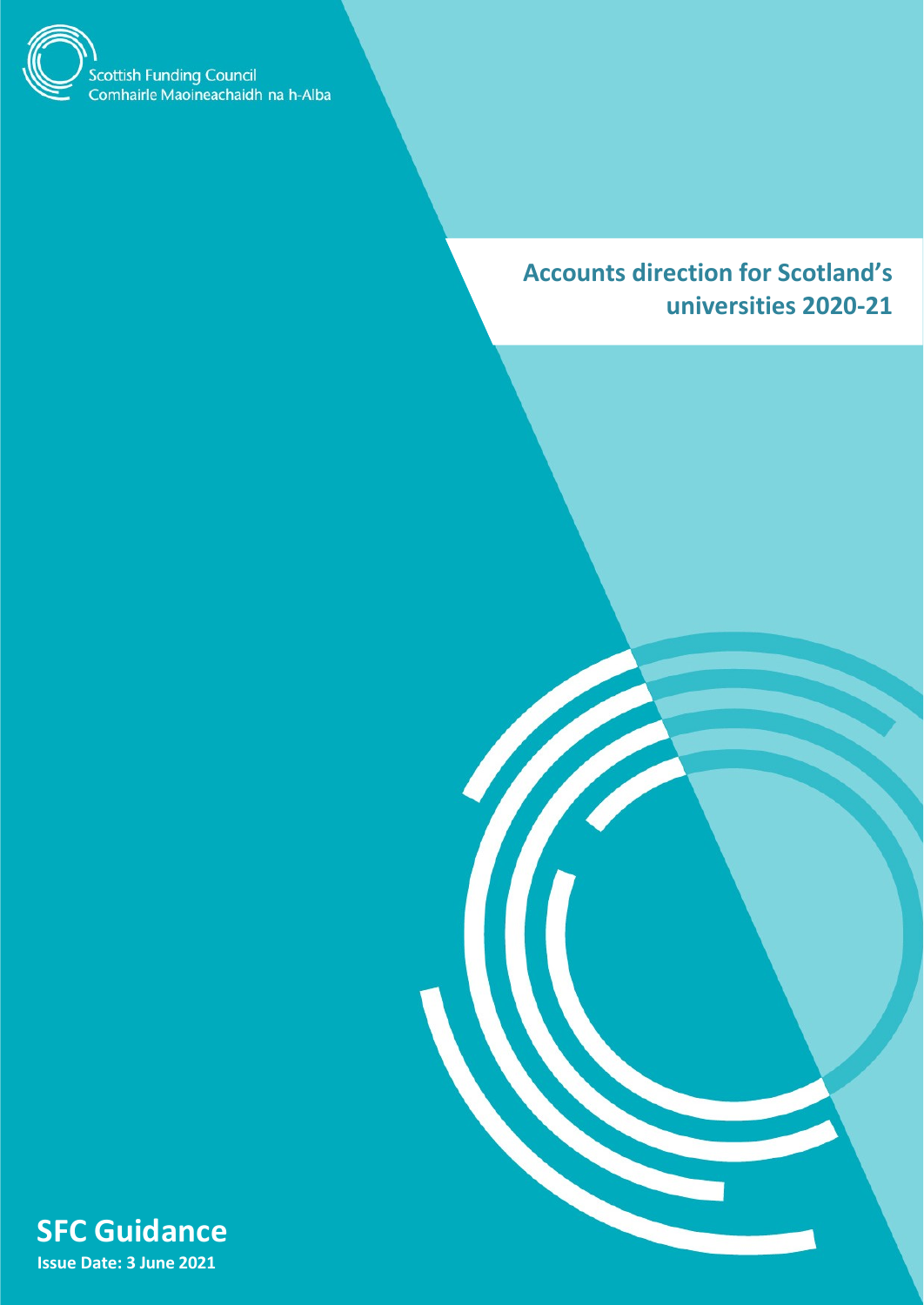Scottish Funding Council
Comhairle Maoineachaidh na h-Alba

# Accounts direction for Scotland's universities 2020-21

**SFC Guidance**

**Issue Date: 3 June 2021**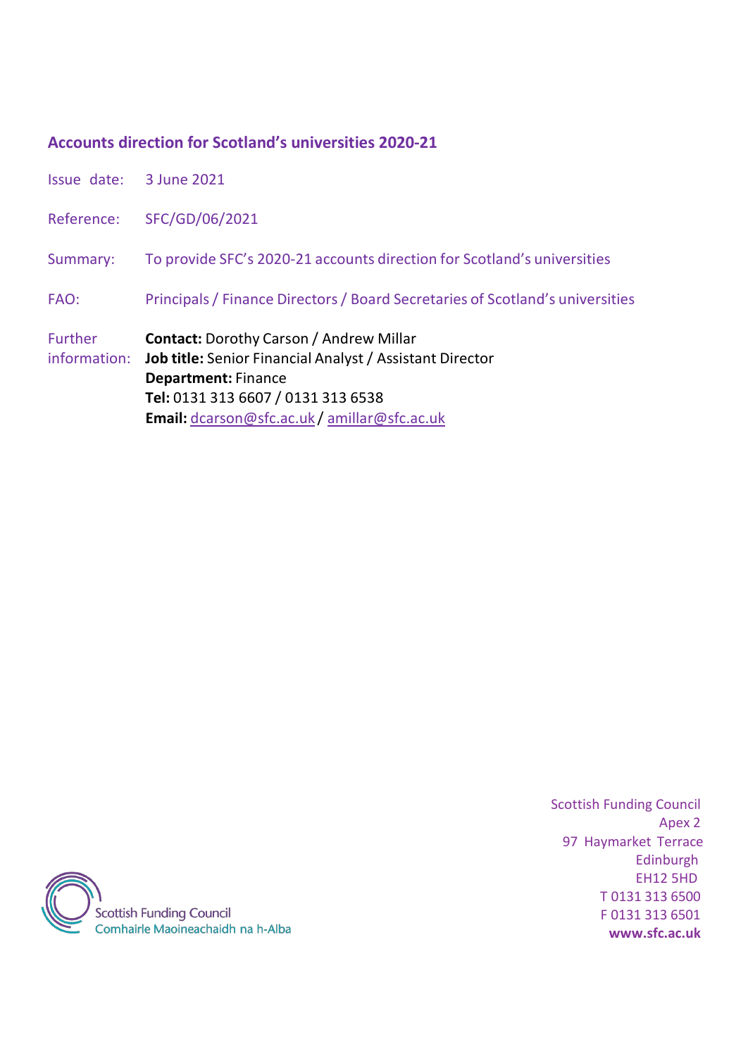## Accounts direction for Scotland's universities 2020-21

| | |
|---|---|
| Issue date: | 3 June 2021 |
| Reference: | SFC/GD/06/2021 |
| Summary: | To provide SFC's 2020-21 accounts direction for Scotland's universities |
| FAO: | Principals / Finance Directors / Board Secretaries of Scotland's universities |
| Further information: | **Contact:** Dorothy Carson / Andrew Millar<br>**Job title:** Senior Financial Analyst / Assistant Director<br>**Department:** Finance<br>**Tel:** 0131 313 6607 / 0131 313 6538<br>**Email:** dcarson@sfc.ac.uk / amillar@sfc.ac.uk |

Scottish Funding Council
Apex 2
97 Haymarket Terrace
Edinburgh
EH12 5HD
T 0131 313 6500
F 0131 313 6501
**www.sfc.ac.uk**

Scottish Funding Council
Comhairle Maoineachaidh na h-Alba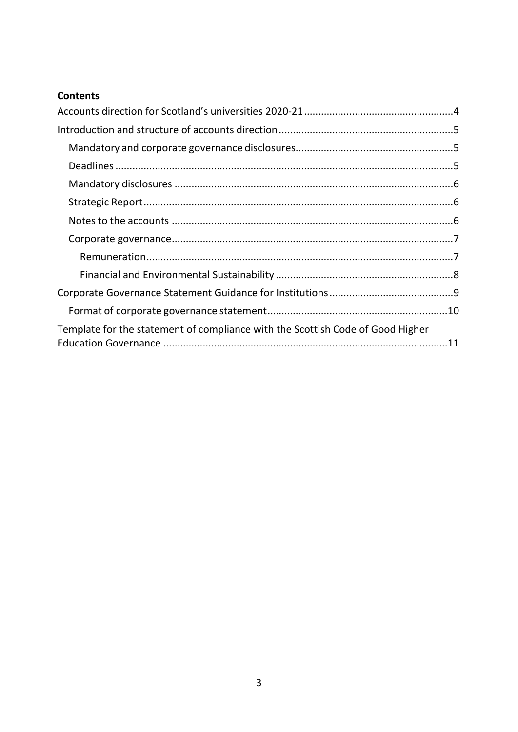**Contents**

Accounts direction for Scotland's universities 2020-21 ....................................................4

Introduction and structure of accounts direction .............................................................5

- Mandatory and corporate governance disclosures........................................................5
- Deadlines .......................................................................................................................5
- Mandatory disclosures ..................................................................................................6
- Strategic Report.............................................................................................................6
- Notes to the accounts ...................................................................................................6
- Corporate governance...................................................................................................7
  - Remuneration...........................................................................................................7
  - Financial and Environmental Sustainability ..............................................................8

Corporate Governance Statement Guidance for Institutions ............................................9

- Format of corporate governance statement................................................................10

Template for the statement of compliance with the Scottish Code of Good Higher Education Governance ....................................................................................................11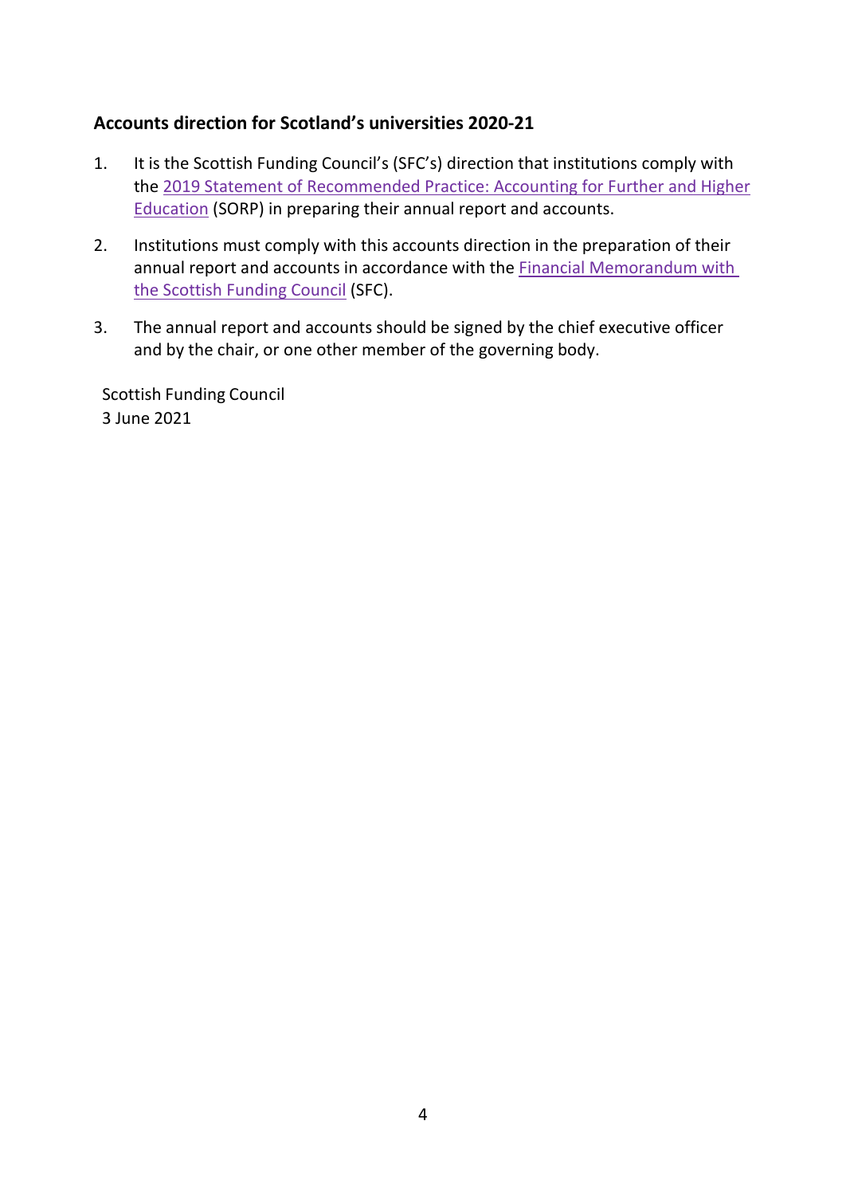## Accounts direction for Scotland's universities 2020-21

1. It is the Scottish Funding Council's (SFC's) direction that institutions comply with the 2019 Statement of Recommended Practice: Accounting for Further and Higher Education (SORP) in preparing their annual report and accounts.

2. Institutions must comply with this accounts direction in the preparation of their annual report and accounts in accordance with the Financial Memorandum with the Scottish Funding Council (SFC).

3. The annual report and accounts should be signed by the chief executive officer and by the chair, or one other member of the governing body.

Scottish Funding Council
3 June 2021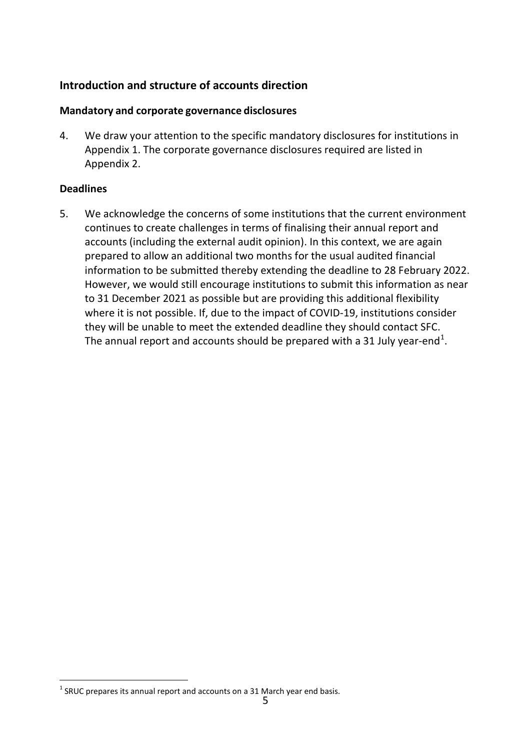## Introduction and structure of accounts direction

### Mandatory and corporate governance disclosures

4. We draw your attention to the specific mandatory disclosures for institutions in Appendix 1. The corporate governance disclosures required are listed in Appendix 2.

### Deadlines

5. We acknowledge the concerns of some institutions that the current environment continues to create challenges in terms of finalising their annual report and accounts (including the external audit opinion). In this context, we are again prepared to allow an additional two months for the usual audited financial information to be submitted thereby extending the deadline to 28 February 2022. However, we would still encourage institutions to submit this information as near to 31 December 2021 as possible but are providing this additional flexibility where it is not possible. If, due to the impact of COVID-19, institutions consider they will be unable to meet the extended deadline they should contact SFC. The annual report and accounts should be prepared with a 31 July year-end[1].

[1] SRUC prepares its annual report and accounts on a 31 March year end basis.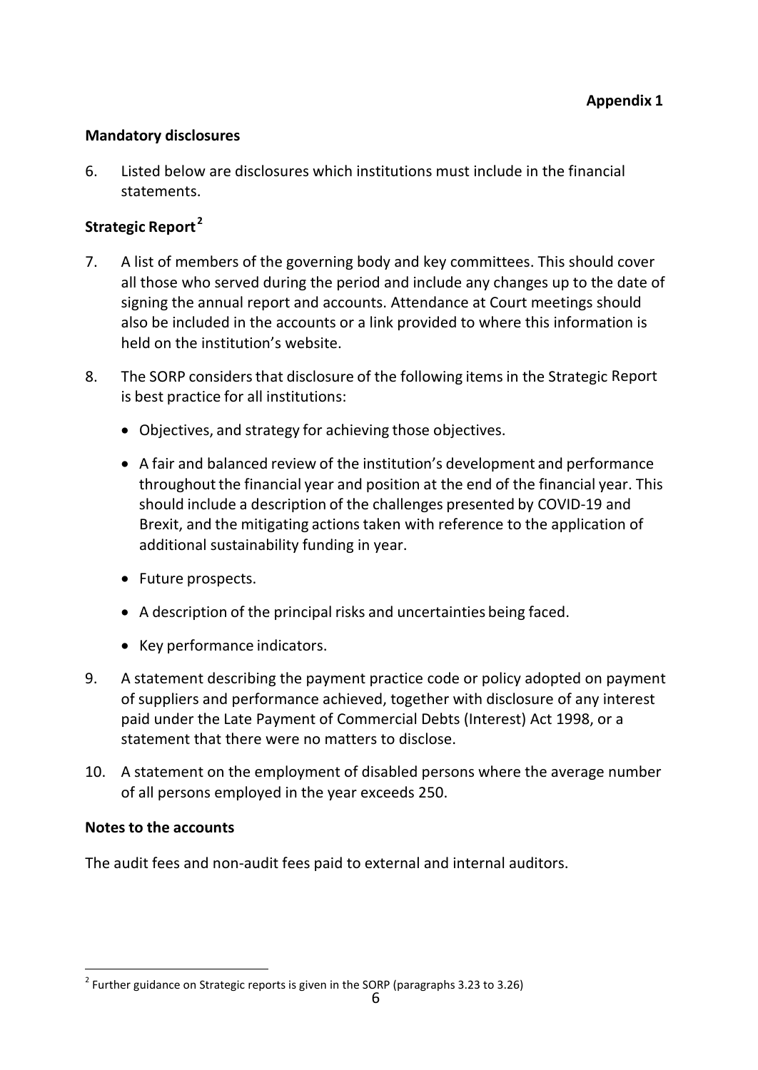**Appendix 1**

## Mandatory disclosures

6. Listed below are disclosures which institutions must include in the financial statements.

### Strategic Report[2]

7. A list of members of the governing body and key committees. This should cover all those who served during the period and include any changes up to the date of signing the annual report and accounts. Attendance at Court meetings should also be included in the accounts or a link provided to where this information is held on the institution's website.

8. The SORP considers that disclosure of the following items in the Strategic Report is best practice for all institutions:

    - Objectives, and strategy for achieving those objectives.
    - A fair and balanced review of the institution's development and performance throughout the financial year and position at the end of the financial year. This should include a description of the challenges presented by COVID-19 and Brexit, and the mitigating actions taken with reference to the application of additional sustainability funding in year.
    - Future prospects.
    - A description of the principal risks and uncertainties being faced.
    - Key performance indicators.

9. A statement describing the payment practice code or policy adopted on payment of suppliers and performance achieved, together with disclosure of any interest paid under the Late Payment of Commercial Debts (Interest) Act 1998, or a statement that there were no matters to disclose.

10. A statement on the employment of disabled persons where the average number of all persons employed in the year exceeds 250.

### Notes to the accounts

The audit fees and non-audit fees paid to external and internal auditors.

[2] Further guidance on Strategic reports is given in the SORP (paragraphs 3.23 to 3.26)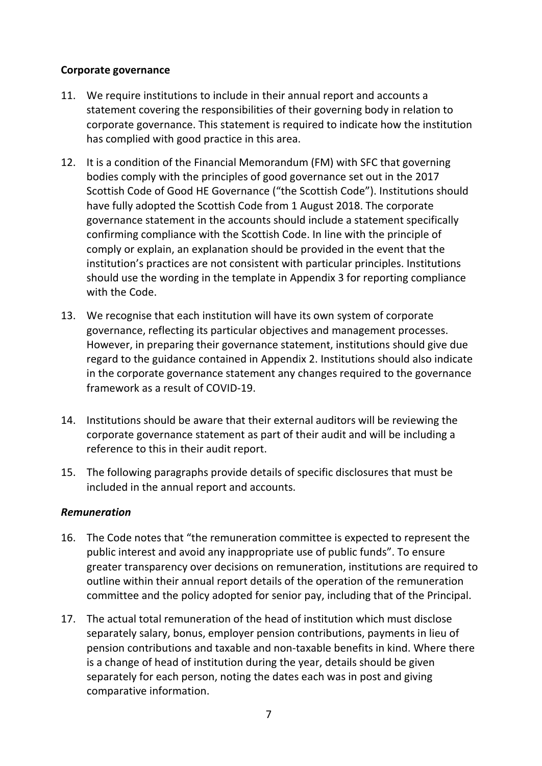**Corporate governance**

11. We require institutions to include in their annual report and accounts a statement covering the responsibilities of their governing body in relation to corporate governance. This statement is required to indicate how the institution has complied with good practice in this area.

12. It is a condition of the Financial Memorandum (FM) with SFC that governing bodies comply with the principles of good governance set out in the 2017 Scottish Code of Good HE Governance ("the Scottish Code"). Institutions should have fully adopted the Scottish Code from 1 August 2018. The corporate governance statement in the accounts should include a statement specifically confirming compliance with the Scottish Code. In line with the principle of comply or explain, an explanation should be provided in the event that the institution's practices are not consistent with particular principles. Institutions should use the wording in the template in Appendix 3 for reporting compliance with the Code.

13. We recognise that each institution will have its own system of corporate governance, reflecting its particular objectives and management processes. However, in preparing their governance statement, institutions should give due regard to the guidance contained in Appendix 2. Institutions should also indicate in the corporate governance statement any changes required to the governance framework as a result of COVID-19.

14. Institutions should be aware that their external auditors will be reviewing the corporate governance statement as part of their audit and will be including a reference to this in their audit report.

15. The following paragraphs provide details of specific disclosures that must be included in the annual report and accounts.

***Remuneration***

16. The Code notes that "the remuneration committee is expected to represent the public interest and avoid any inappropriate use of public funds". To ensure greater transparency over decisions on remuneration, institutions are required to outline within their annual report details of the operation of the remuneration committee and the policy adopted for senior pay, including that of the Principal.

17. The actual total remuneration of the head of institution which must disclose separately salary, bonus, employer pension contributions, payments in lieu of pension contributions and taxable and non-taxable benefits in kind. Where there is a change of head of institution during the year, details should be given separately for each person, noting the dates each was in post and giving comparative information.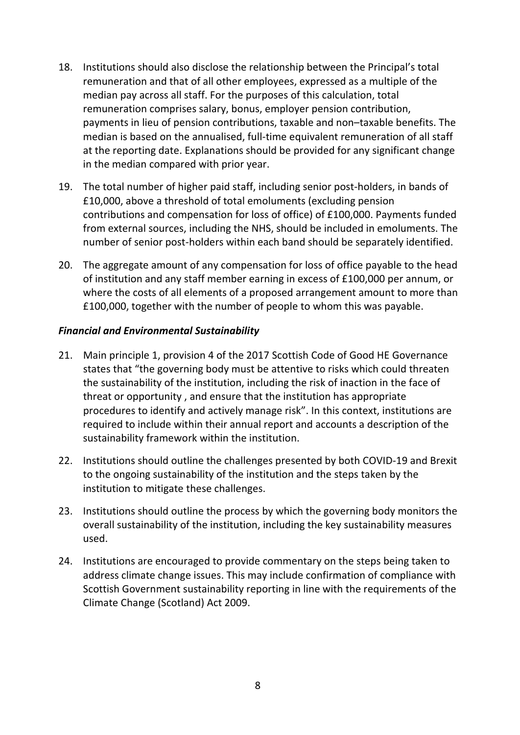18. Institutions should also disclose the relationship between the Principal's total remuneration and that of all other employees, expressed as a multiple of the median pay across all staff. For the purposes of this calculation, total remuneration comprises salary, bonus, employer pension contribution, payments in lieu of pension contributions, taxable and non–taxable benefits. The median is based on the annualised, full-time equivalent remuneration of all staff at the reporting date. Explanations should be provided for any significant change in the median compared with prior year.

19. The total number of higher paid staff, including senior post-holders, in bands of £10,000, above a threshold of total emoluments (excluding pension contributions and compensation for loss of office) of £100,000. Payments funded from external sources, including the NHS, should be included in emoluments. The number of senior post-holders within each band should be separately identified.

20. The aggregate amount of any compensation for loss of office payable to the head of institution and any staff member earning in excess of £100,000 per annum, or where the costs of all elements of a proposed arrangement amount to more than £100,000, together with the number of people to whom this was payable.

***Financial and Environmental Sustainability***

21. Main principle 1, provision 4 of the 2017 Scottish Code of Good HE Governance states that "the governing body must be attentive to risks which could threaten the sustainability of the institution, including the risk of inaction in the face of threat or opportunity , and ensure that the institution has appropriate procedures to identify and actively manage risk". In this context, institutions are required to include within their annual report and accounts a description of the sustainability framework within the institution.

22. Institutions should outline the challenges presented by both COVID-19 and Brexit to the ongoing sustainability of the institution and the steps taken by the institution to mitigate these challenges.

23. Institutions should outline the process by which the governing body monitors the overall sustainability of the institution, including the key sustainability measures used.

24. Institutions are encouraged to provide commentary on the steps being taken to address climate change issues. This may include confirmation of compliance with Scottish Government sustainability reporting in line with the requirements of the Climate Change (Scotland) Act 2009.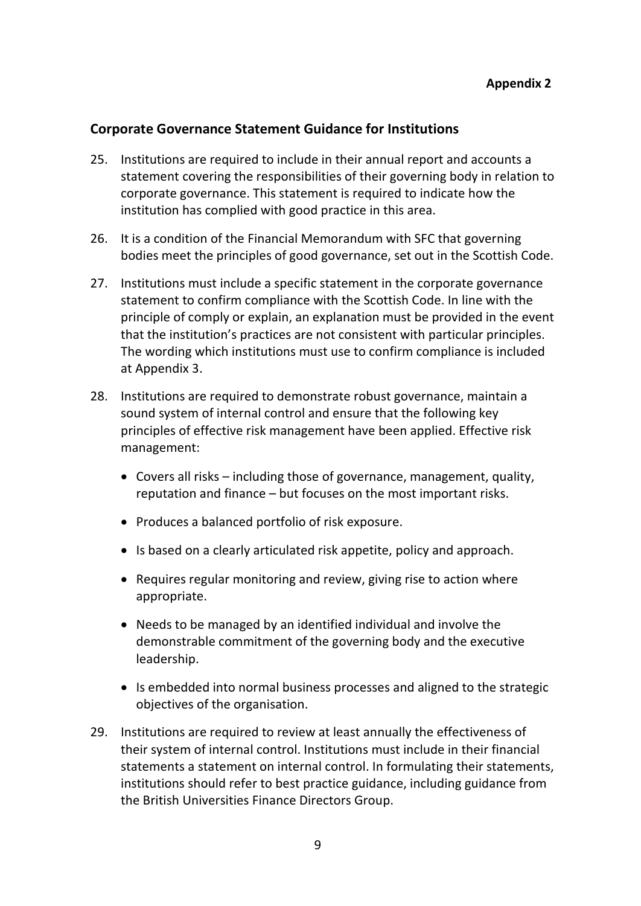**Appendix 2**

## Corporate Governance Statement Guidance for Institutions

25. Institutions are required to include in their annual report and accounts a statement covering the responsibilities of their governing body in relation to corporate governance. This statement is required to indicate how the institution has complied with good practice in this area.

26. It is a condition of the Financial Memorandum with SFC that governing bodies meet the principles of good governance, set out in the Scottish Code.

27. Institutions must include a specific statement in the corporate governance statement to confirm compliance with the Scottish Code. In line with the principle of comply or explain, an explanation must be provided in the event that the institution's practices are not consistent with particular principles. The wording which institutions must use to confirm compliance is included at Appendix 3.

28. Institutions are required to demonstrate robust governance, maintain a sound system of internal control and ensure that the following key principles of effective risk management have been applied. Effective risk management:

    - Covers all risks – including those of governance, management, quality, reputation and finance – but focuses on the most important risks.
    - Produces a balanced portfolio of risk exposure.
    - Is based on a clearly articulated risk appetite, policy and approach.
    - Requires regular monitoring and review, giving rise to action where appropriate.
    - Needs to be managed by an identified individual and involve the demonstrable commitment of the governing body and the executive leadership.
    - Is embedded into normal business processes and aligned to the strategic objectives of the organisation.

29. Institutions are required to review at least annually the effectiveness of their system of internal control. Institutions must include in their financial statements a statement on internal control. In formulating their statements, institutions should refer to best practice guidance, including guidance from the British Universities Finance Directors Group.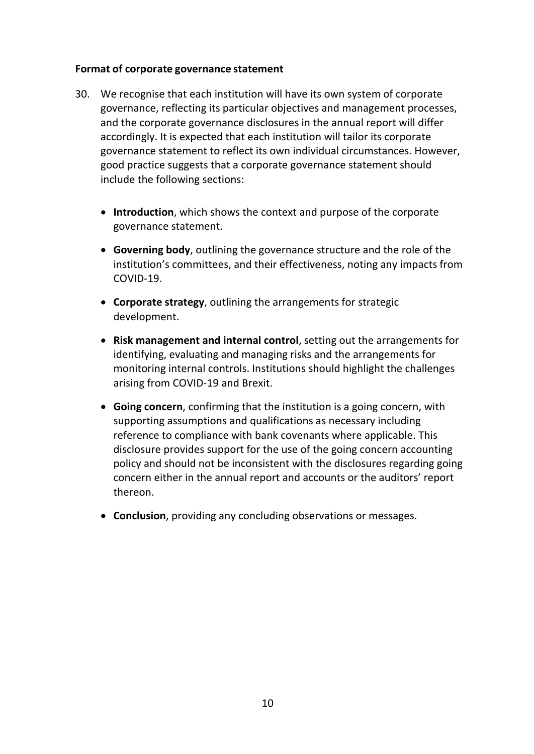**Format of corporate governance statement**

30. We recognise that each institution will have its own system of corporate governance, reflecting its particular objectives and management processes, and the corporate governance disclosures in the annual report will differ accordingly. It is expected that each institution will tailor its corporate governance statement to reflect its own individual circumstances. However, good practice suggests that a corporate governance statement should include the following sections:

    - **Introduction**, which shows the context and purpose of the corporate governance statement.
    - **Governing body**, outlining the governance structure and the role of the institution's committees, and their effectiveness, noting any impacts from COVID-19.
    - **Corporate strategy**, outlining the arrangements for strategic development.
    - **Risk management and internal control**, setting out the arrangements for identifying, evaluating and managing risks and the arrangements for monitoring internal controls. Institutions should highlight the challenges arising from COVID-19 and Brexit.
    - **Going concern**, confirming that the institution is a going concern, with supporting assumptions and qualifications as necessary including reference to compliance with bank covenants where applicable. This disclosure provides support for the use of the going concern accounting policy and should not be inconsistent with the disclosures regarding going concern either in the annual report and accounts or the auditors' report thereon.
    - **Conclusion**, providing any concluding observations or messages.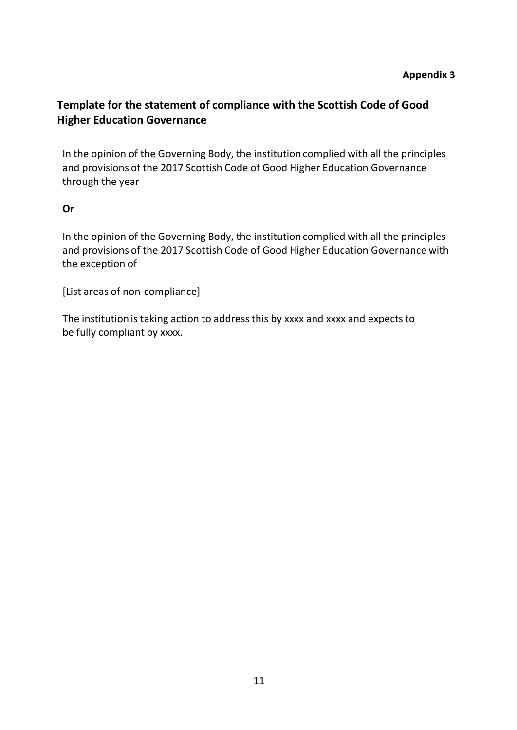**Appendix 3**

## Template for the statement of compliance with the Scottish Code of Good Higher Education Governance

In the opinion of the Governing Body, the institution complied with all the principles and provisions of the 2017 Scottish Code of Good Higher Education Governance through the year

**Or**

In the opinion of the Governing Body, the institution complied with all the principles and provisions of the 2017 Scottish Code of Good Higher Education Governance with the exception of

[List areas of non-compliance]

The institution is taking action to address this by xxxx and xxxx and expects to be fully compliant by xxxx.